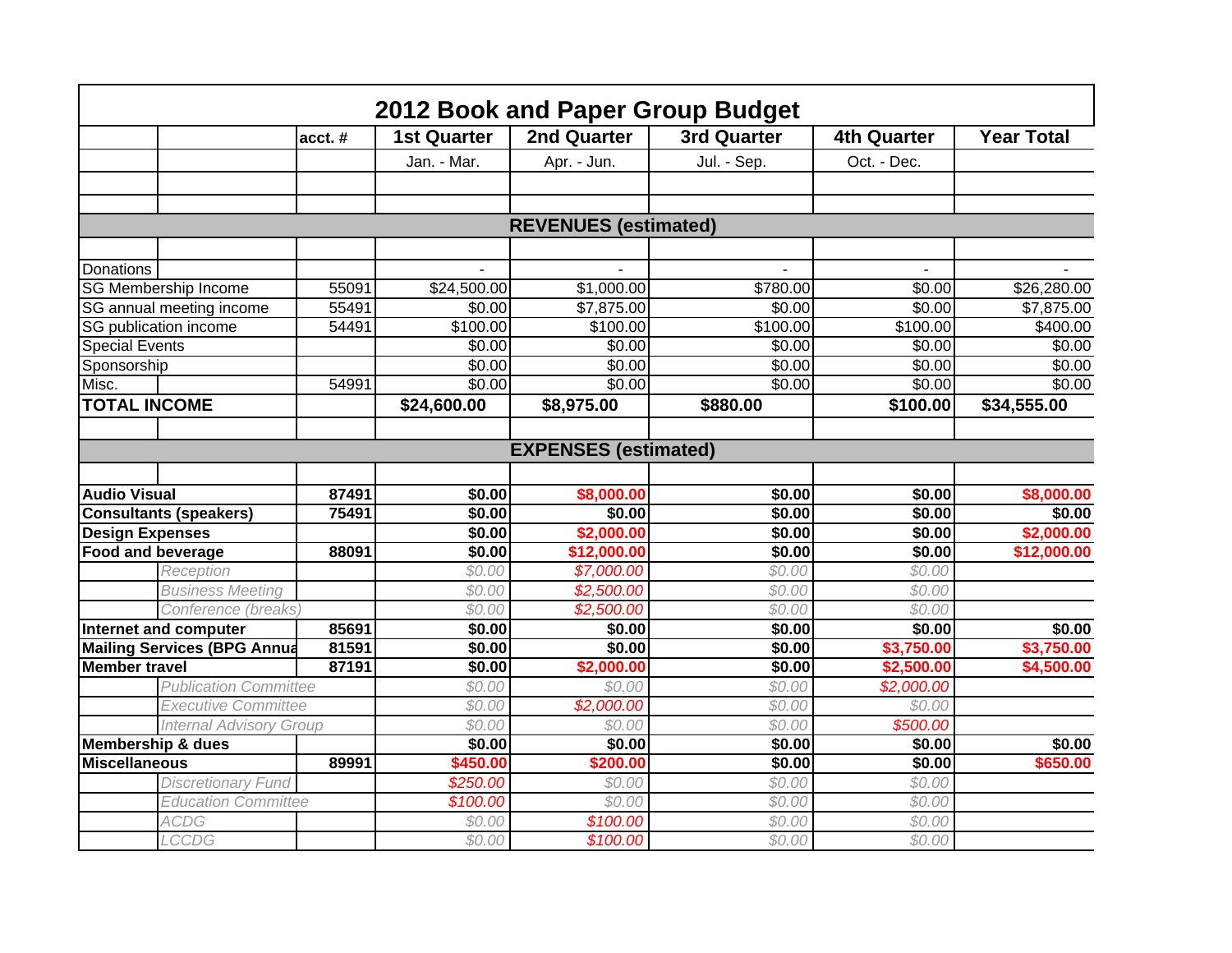# 2012 Book and Paper Group Budget

| | | acct. # | 1st Quarter | 2nd Quarter | 3rd Quarter | 4th Quarter | Year Total |
|---|---|---|---|---|---|---|---|
| | | | Jan. - Mar. | Apr. - Jun. | Jul. - Sep. | Oct. - Dec. | |
| | | | | | | | |
| | | | | | | | |
| **REVENUES (estimated)** | | | | | | | |
| | | | | | | | |
| Donations | | | - | - | - | - | - |
| SG Membership Income | | 55091 | $24,500.00 | $1,000.00 | $780.00 | $0.00 | $26,280.00 |
| SG annual meeting income | | 55491 | $0.00 | $7,875.00 | $0.00 | $0.00 | $7,875.00 |
| SG publication income | | 54491 | $100.00 | $100.00 | $100.00 | $100.00 | $400.00 |
| Special Events | | | $0.00 | $0.00 | $0.00 | $0.00 | $0.00 |
| Sponsorship | | | $0.00 | $0.00 | $0.00 | $0.00 | $0.00 |
| Misc. | | 54991 | $0.00 | $0.00 | $0.00 | $0.00 | $0.00 |
| **TOTAL INCOME** | | | **$24,600.00** | **$8,975.00** | **$880.00** | **$100.00** | **$34,555.00** |
| | | | | | | | |
| **EXPENSES (estimated)** | | | | | | | |
| | | | | | | | |
| **Audio Visual** | | **87491** | **$0.00** | **$8,000.00** | **$0.00** | **$0.00** | **$8,000.00** |
| **Consultants (speakers)** | | **75491** | **$0.00** | **$0.00** | **$0.00** | **$0.00** | **$0.00** |
| **Design Expenses** | | | **$0.00** | **$2,000.00** | **$0.00** | **$0.00** | **$2,000.00** |
| **Food and beverage** | | **88091** | **$0.00** | **$12,000.00** | **$0.00** | **$0.00** | **$12,000.00** |
| | *Reception* | | *$0.00* | *$7,000.00* | *$0.00* | *$0.00* | |
| | *Business Meeting* | | *$0.00* | *$2,500.00* | *$0.00* | *$0.00* | |
| | *Conference (breaks)* | | *$0.00* | *$2,500.00* | *$0.00* | *$0.00* | |
| **Internet and computer** | | **85691** | **$0.00** | **$0.00** | **$0.00** | **$0.00** | **$0.00** |
| **Mailing Services (BPG Annua** | | **81591** | **$0.00** | **$0.00** | **$0.00** | **$3,750.00** | **$3,750.00** |
| **Member travel** | | **87191** | **$0.00** | **$2,000.00** | **$0.00** | **$2,500.00** | **$4,500.00** |
| | *Publication Committee* | | *$0.00* | *$0.00* | *$0.00* | *$2,000.00* | |
| | *Executive Committee* | | *$0.00* | *$2,000.00* | *$0.00* | *$0.00* | |
| | *Internal Advisory Group* | | *$0.00* | *$0.00* | *$0.00* | *$500.00* | |
| **Membership & dues** | | | **$0.00** | **$0.00** | **$0.00** | **$0.00** | **$0.00** |
| **Miscellaneous** | | **89991** | **$450.00** | **$200.00** | **$0.00** | **$0.00** | **$650.00** |
| | *Discretionary Fund* | | *$250.00* | *$0.00* | *$0.00* | *$0.00* | |
| | *Education Committee* | | *$100.00* | *$0.00* | *$0.00* | *$0.00* | |
| | *ACDG* | | *$0.00* | *$100.00* | *$0.00* | *$0.00* | |
| | *LCCDG* | | *$0.00* | *$100.00* | *$0.00* | *$0.00* | |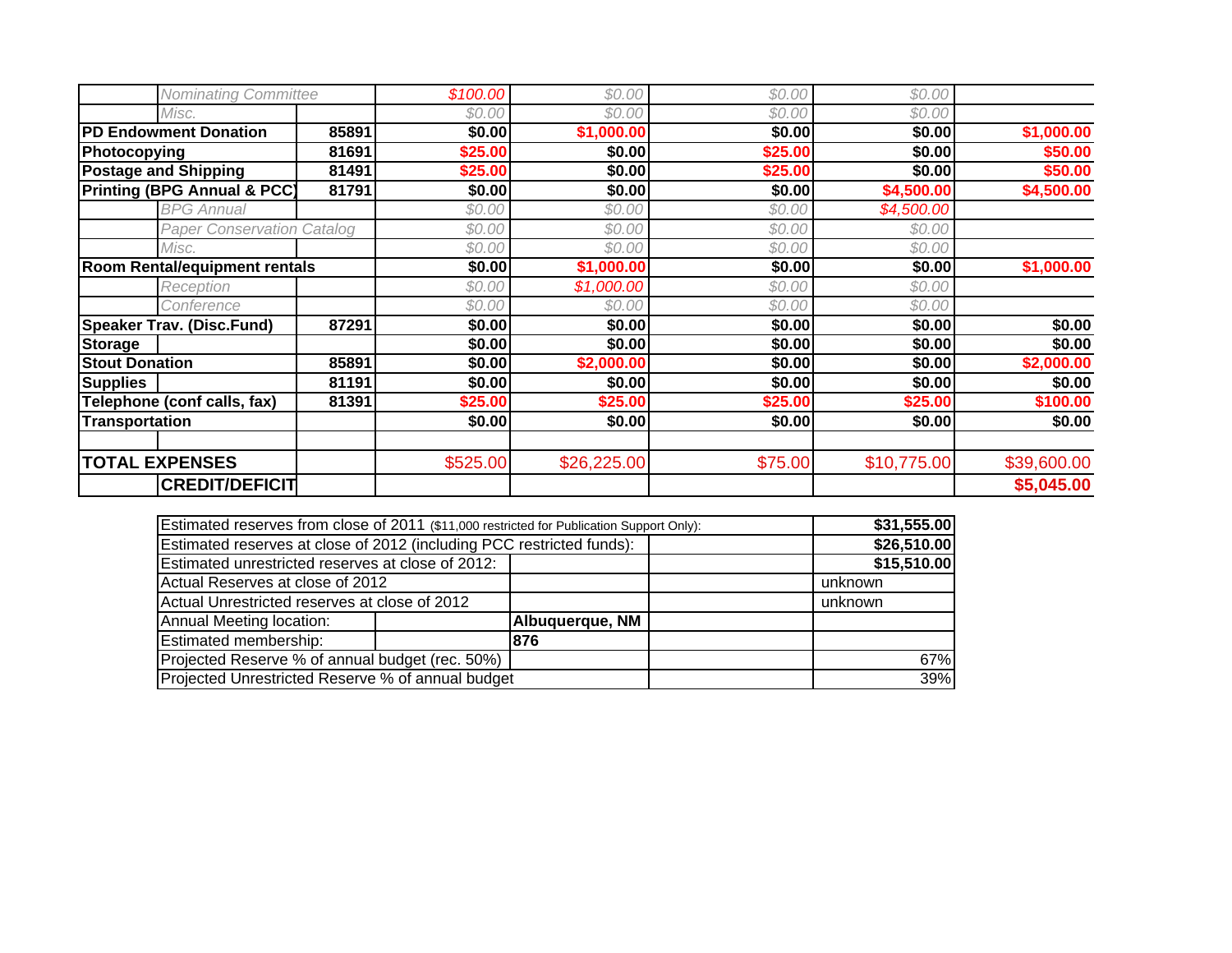| | | | | | | | |
|---|---|---|---|---|---|---|---|
| | *Nominating Committee* | | *$100.00* | *$0.00* | *$0.00* | *$0.00* | |
| | *Misc.* | | *$0.00* | *$0.00* | *$0.00* | *$0.00* | |
| **PD Endowment Donation** | | **85891** | **$0.00** | **$1,000.00** | **$0.00** | **$0.00** | **$1,000.00** |
| **Photocopying** | | **81691** | **$25.00** | **$0.00** | **$25.00** | **$0.00** | **$50.00** |
| **Postage and Shipping** | | **81491** | **$25.00** | **$0.00** | **$25.00** | **$0.00** | **$50.00** |
| **Printing (BPG Annual & PCC)** | | **81791** | **$0.00** | **$0.00** | **$0.00** | **$4,500.00** | **$4,500.00** |
| | *BPG Annual* | | *$0.00* | *$0.00* | *$0.00* | *$4,500.00* | |
| | *Paper Conservation Catalog* | | *$0.00* | *$0.00* | *$0.00* | *$0.00* | |
| | *Misc.* | | *$0.00* | *$0.00* | *$0.00* | *$0.00* | |
| **Room Rental/equipment rentals** | | | **$0.00** | **$1,000.00** | **$0.00** | **$0.00** | **$1,000.00** |
| | *Reception* | | *$0.00* | *$1,000.00* | *$0.00* | *$0.00* | |
| | *Conference* | | *$0.00* | *$0.00* | *$0.00* | *$0.00* | |
| **Speaker Trav. (Disc.Fund)** | | **87291** | **$0.00** | **$0.00** | **$0.00** | **$0.00** | **$0.00** |
| **Storage** | | | **$0.00** | **$0.00** | **$0.00** | **$0.00** | **$0.00** |
| **Stout Donation** | | **85891** | **$0.00** | **$2,000.00** | **$0.00** | **$0.00** | **$2,000.00** |
| **Supplies** | | **81191** | **$0.00** | **$0.00** | **$0.00** | **$0.00** | **$0.00** |
| **Telephone (conf calls, fax)** | | **81391** | **$25.00** | **$25.00** | **$25.00** | **$25.00** | **$100.00** |
| **Transportation** | | | **$0.00** | **$0.00** | **$0.00** | **$0.00** | **$0.00** |
| | | | | | | | |
| **TOTAL EXPENSES** | | | $525.00 | $26,225.00 | $75.00 | $10,775.00 | $39,600.00 |
| | **CREDIT/DEFICIT** | | | | | | **$5,045.00** |

| | | | |
|---|---|---|---|
| Estimated reserves from close of 2011 ($11,000 restricted for Publication Support Only): | | | **$31,555.00** |
| Estimated reserves at close of 2012 (including PCC restricted funds): | | | **$26,510.00** |
| Estimated unrestricted reserves at close of 2012: | | | **$15,510.00** |
| Actual Reserves at close of 2012 | | | unknown |
| Actual Unrestricted reserves at close of 2012 | | | unknown |
| Annual Meeting location: | **Albuquerque, NM** | | |
| Estimated membership: | **876** | | |
| Projected Reserve % of annual budget (rec. 50%) | | | 67% |
| Projected Unrestricted Reserve % of annual budget | | | 39% |